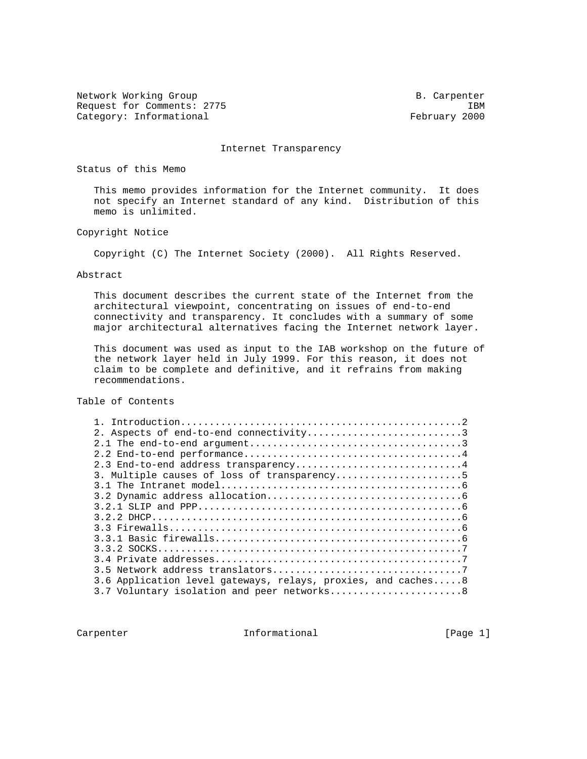Network Working Group B. Carpenter
Request for Comments: 2775 IBM
Category: Informational February 2000

# Internet Transparency

## Status of this Memo

This memo provides information for the Internet community. It does not specify an Internet standard of any kind. Distribution of this memo is unlimited.

## Copyright Notice

Copyright (C) The Internet Society (2000). All Rights Reserved.

## Abstract

This document describes the current state of the Internet from the architectural viewpoint, concentrating on issues of end-to-end connectivity and transparency. It concludes with a summary of some major architectural alternatives facing the Internet network layer.

This document was used as input to the IAB workshop on the future of the network layer held in July 1999. For this reason, it does not claim to be complete and definitive, and it refrains from making recommendations.

## Table of Contents

```
1. Introduction.................................................2
2. Aspects of end-to-end connectivity...........................3
2.1 The end-to-end argument.....................................3
2.2 End-to-end performance......................................4
2.3 End-to-end address transparency.............................4
3. Multiple causes of loss of transparency......................5
3.1 The Intranet model..........................................6
3.2 Dynamic address allocation..................................6
3.2.1 SLIP and PPP..............................................6
3.2.2 DHCP......................................................6
3.3 Firewalls...................................................6
3.3.1 Basic firewalls...........................................6
3.3.2 SOCKS.....................................................7
3.4 Private addresses...........................................7
3.5 Network address translators.................................7
3.6 Application level gateways, relays, proxies, and caches.....8
3.7 Voluntary isolation and peer networks.......................8
```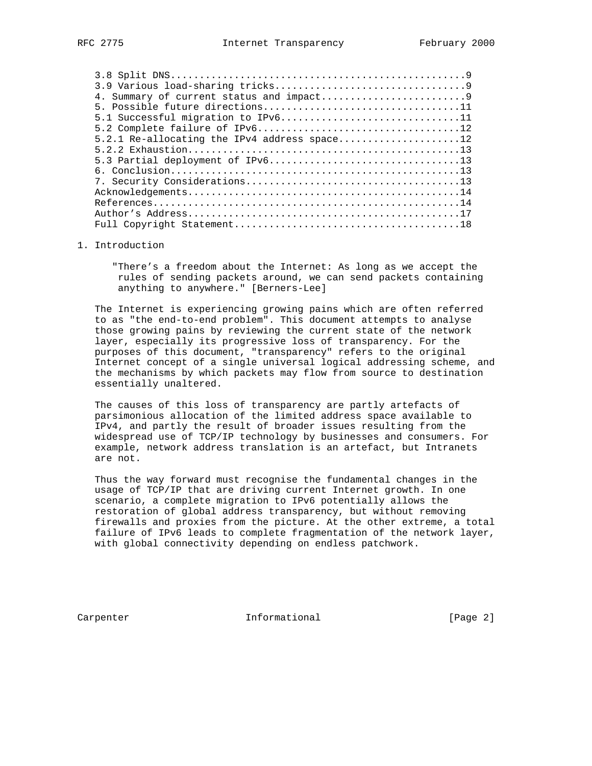3.8 Split DNS..................................................9
3.9 Various load-sharing tricks................................9
4. Summary of current status and impact.........................9
5. Possible future directions...................................11
5.1 Successful migration to IPv6...............................11
5.2 Complete failure of IPv6...................................12
5.2.1 Re-allocating the IPv4 address space.....................12
5.2.2 Exhaustion...............................................13
5.3 Partial deployment of IPv6.................................13
6. Conclusion..................................................13
7. Security Considerations.....................................13
Acknowledgements...............................................14
References.....................................................14
Author's Address...............................................17
Full Copyright Statement.......................................18

# 1. Introduction

> "There's a freedom about the Internet: As long as we accept the rules of sending packets around, we can send packets containing anything to anywhere." [Berners-Lee]

The Internet is experiencing growing pains which are often referred to as "the end-to-end problem". This document attempts to analyse those growing pains by reviewing the current state of the network layer, especially its progressive loss of transparency. For the purposes of this document, "transparency" refers to the original Internet concept of a single universal logical addressing scheme, and the mechanisms by which packets may flow from source to destination essentially unaltered.

The causes of this loss of transparency are partly artefacts of parsimonious allocation of the limited address space available to IPv4, and partly the result of broader issues resulting from the widespread use of TCP/IP technology by businesses and consumers. For example, network address translation is an artefact, but Intranets are not.

Thus the way forward must recognise the fundamental changes in the usage of TCP/IP that are driving current Internet growth. In one scenario, a complete migration to IPv6 potentially allows the restoration of global address transparency, but without removing firewalls and proxies from the picture. At the other extreme, a total failure of IPv6 leads to complete fragmentation of the network layer, with global connectivity depending on endless patchwork.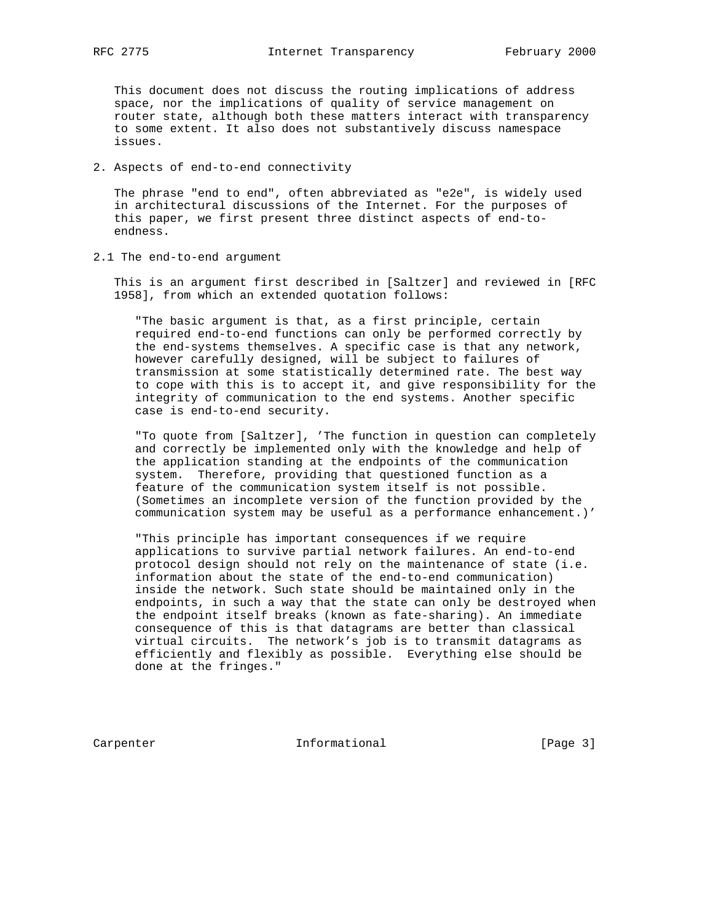This document does not discuss the routing implications of address space, nor the implications of quality of service management on router state, although both these matters interact with transparency to some extent. It also does not substantively discuss namespace issues.

## 2. Aspects of end-to-end connectivity

The phrase "end to end", often abbreviated as "e2e", is widely used in architectural discussions of the Internet. For the purposes of this paper, we first present three distinct aspects of end-to-endness.

### 2.1 The end-to-end argument

This is an argument first described in [Saltzer] and reviewed in [RFC 1958], from which an extended quotation follows:

> "The basic argument is that, as a first principle, certain required end-to-end functions can only be performed correctly by the end-systems themselves. A specific case is that any network, however carefully designed, will be subject to failures of transmission at some statistically determined rate. The best way to cope with this is to accept it, and give responsibility for the integrity of communication to the end systems. Another specific case is end-to-end security.
>
> "To quote from [Saltzer], 'The function in question can completely and correctly be implemented only with the knowledge and help of the application standing at the endpoints of the communication system. Therefore, providing that questioned function as a feature of the communication system itself is not possible. (Sometimes an incomplete version of the function provided by the communication system may be useful as a performance enhancement.)'
>
> "This principle has important consequences if we require applications to survive partial network failures. An end-to-end protocol design should not rely on the maintenance of state (i.e. information about the state of the end-to-end communication) inside the network. Such state should be maintained only in the endpoints, in such a way that the state can only be destroyed when the endpoint itself breaks (known as fate-sharing). An immediate consequence of this is that datagrams are better than classical virtual circuits. The network's job is to transmit datagrams as efficiently and flexibly as possible. Everything else should be done at the fringes."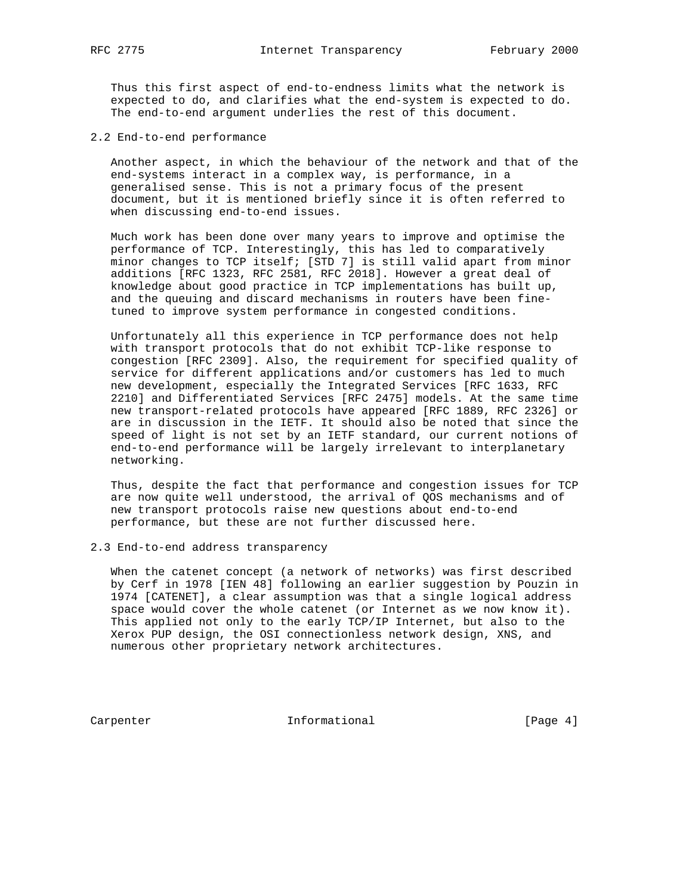Thus this first aspect of end-to-endness limits what the network is expected to do, and clarifies what the end-system is expected to do. The end-to-end argument underlies the rest of this document.

## 2.2 End-to-end performance

Another aspect, in which the behaviour of the network and that of the end-systems interact in a complex way, is performance, in a generalised sense. This is not a primary focus of the present document, but it is mentioned briefly since it is often referred to when discussing end-to-end issues.

Much work has been done over many years to improve and optimise the performance of TCP. Interestingly, this has led to comparatively minor changes to TCP itself; [STD 7] is still valid apart from minor additions [RFC 1323, RFC 2581, RFC 2018]. However a great deal of knowledge about good practice in TCP implementations has built up, and the queuing and discard mechanisms in routers have been fine-tuned to improve system performance in congested conditions.

Unfortunately all this experience in TCP performance does not help with transport protocols that do not exhibit TCP-like response to congestion [RFC 2309]. Also, the requirement for specified quality of service for different applications and/or customers has led to much new development, especially the Integrated Services [RFC 1633, RFC 2210] and Differentiated Services [RFC 2475] models. At the same time new transport-related protocols have appeared [RFC 1889, RFC 2326] or are in discussion in the IETF. It should also be noted that since the speed of light is not set by an IETF standard, our current notions of end-to-end performance will be largely irrelevant to interplanetary networking.

Thus, despite the fact that performance and congestion issues for TCP are now quite well understood, the arrival of QOS mechanisms and of new transport protocols raise new questions about end-to-end performance, but these are not further discussed here.

## 2.3 End-to-end address transparency

When the catenet concept (a network of networks) was first described by Cerf in 1978 [IEN 48] following an earlier suggestion by Pouzin in 1974 [CATENET], a clear assumption was that a single logical address space would cover the whole catenet (or Internet as we now know it). This applied not only to the early TCP/IP Internet, but also to the Xerox PUP design, the OSI connectionless network design, XNS, and numerous other proprietary network architectures.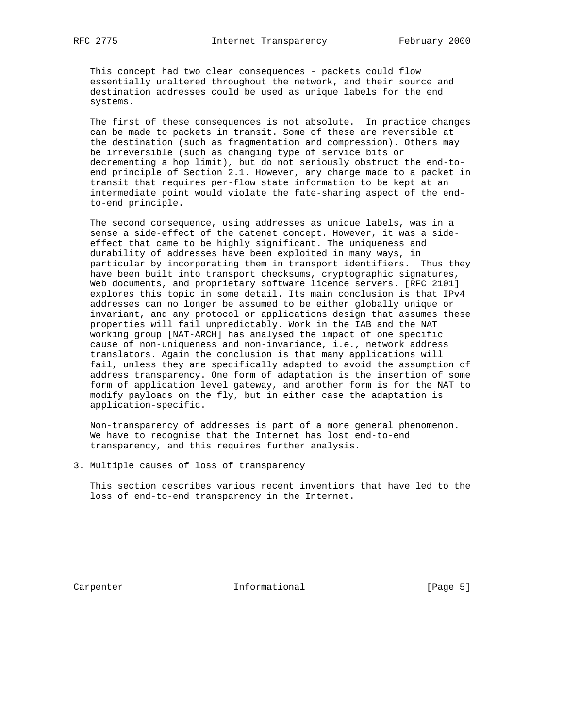This concept had two clear consequences - packets could flow essentially unaltered throughout the network, and their source and destination addresses could be used as unique labels for the end systems.

The first of these consequences is not absolute. In practice changes can be made to packets in transit. Some of these are reversible at the destination (such as fragmentation and compression). Others may be irreversible (such as changing type of service bits or decrementing a hop limit), but do not seriously obstruct the end-to-end principle of Section 2.1. However, any change made to a packet in transit that requires per-flow state information to be kept at an intermediate point would violate the fate-sharing aspect of the end-to-end principle.

The second consequence, using addresses as unique labels, was in a sense a side-effect of the catenet concept. However, it was a side-effect that came to be highly significant. The uniqueness and durability of addresses have been exploited in many ways, in particular by incorporating them in transport identifiers. Thus they have been built into transport checksums, cryptographic signatures, Web documents, and proprietary software licence servers. [RFC 2101] explores this topic in some detail. Its main conclusion is that IPv4 addresses can no longer be assumed to be either globally unique or invariant, and any protocol or applications design that assumes these properties will fail unpredictably. Work in the IAB and the NAT working group [NAT-ARCH] has analysed the impact of one specific cause of non-uniqueness and non-invariance, i.e., network address translators. Again the conclusion is that many applications will fail, unless they are specifically adapted to avoid the assumption of address transparency. One form of adaptation is the insertion of some form of application level gateway, and another form is for the NAT to modify payloads on the fly, but in either case the adaptation is application-specific.

Non-transparency of addresses is part of a more general phenomenon. We have to recognise that the Internet has lost end-to-end transparency, and this requires further analysis.

## 3. Multiple causes of loss of transparency

This section describes various recent inventions that have led to the loss of end-to-end transparency in the Internet.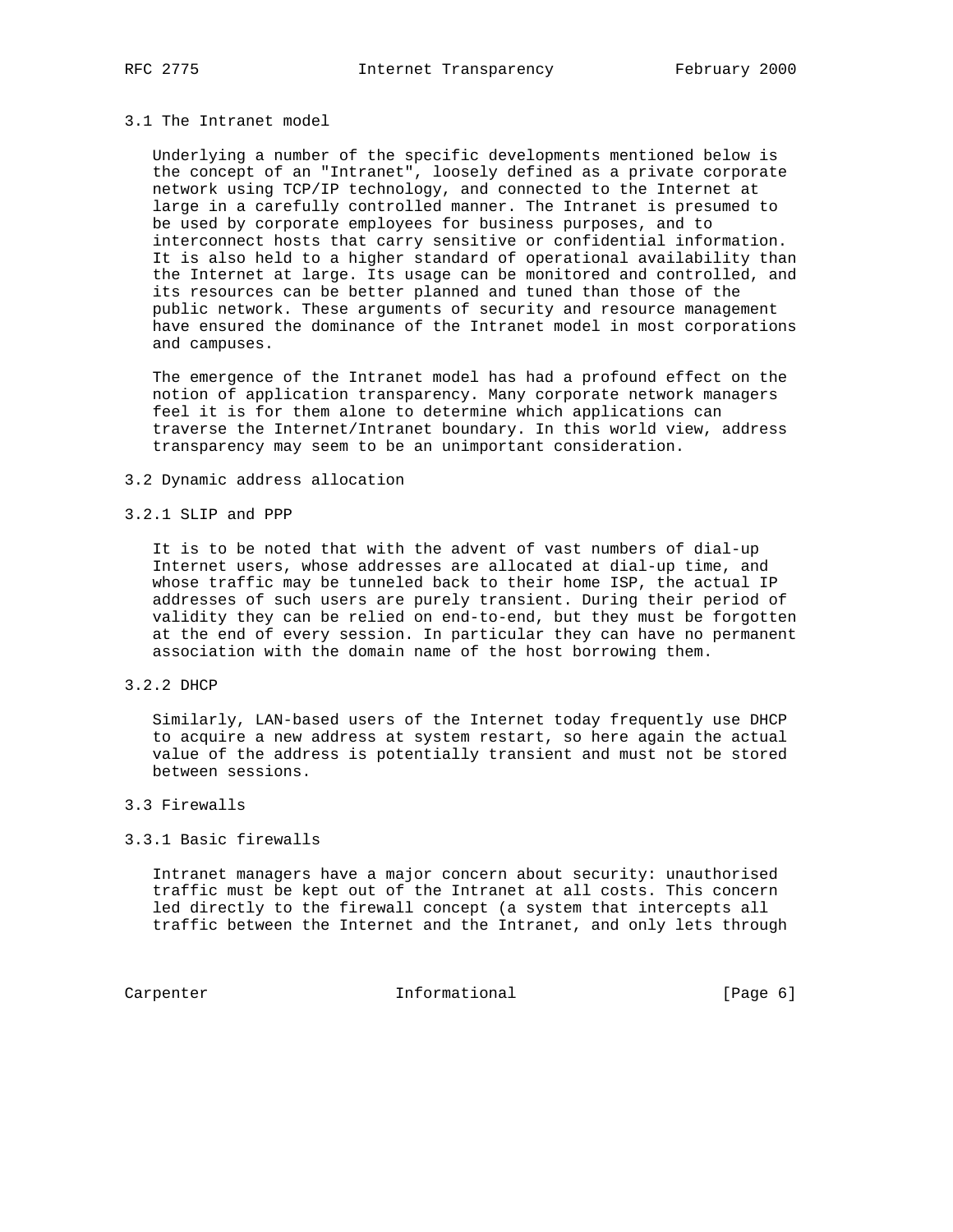### 3.1 The Intranet model

Underlying a number of the specific developments mentioned below is the concept of an "Intranet", loosely defined as a private corporate network using TCP/IP technology, and connected to the Internet at large in a carefully controlled manner. The Intranet is presumed to be used by corporate employees for business purposes, and to interconnect hosts that carry sensitive or confidential information. It is also held to a higher standard of operational availability than the Internet at large. Its usage can be monitored and controlled, and its resources can be better planned and tuned than those of the public network. These arguments of security and resource management have ensured the dominance of the Intranet model in most corporations and campuses.

The emergence of the Intranet model has had a profound effect on the notion of application transparency. Many corporate network managers feel it is for them alone to determine which applications can traverse the Internet/Intranet boundary. In this world view, address transparency may seem to be an unimportant consideration.

### 3.2 Dynamic address allocation

#### 3.2.1 SLIP and PPP

It is to be noted that with the advent of vast numbers of dial-up Internet users, whose addresses are allocated at dial-up time, and whose traffic may be tunneled back to their home ISP, the actual IP addresses of such users are purely transient. During their period of validity they can be relied on end-to-end, but they must be forgotten at the end of every session. In particular they can have no permanent association with the domain name of the host borrowing them.

#### 3.2.2 DHCP

Similarly, LAN-based users of the Internet today frequently use DHCP to acquire a new address at system restart, so here again the actual value of the address is potentially transient and must not be stored between sessions.

### 3.3 Firewalls

#### 3.3.1 Basic firewalls

Intranet managers have a major concern about security: unauthorised traffic must be kept out of the Intranet at all costs. This concern led directly to the firewall concept (a system that intercepts all traffic between the Internet and the Intranet, and only lets through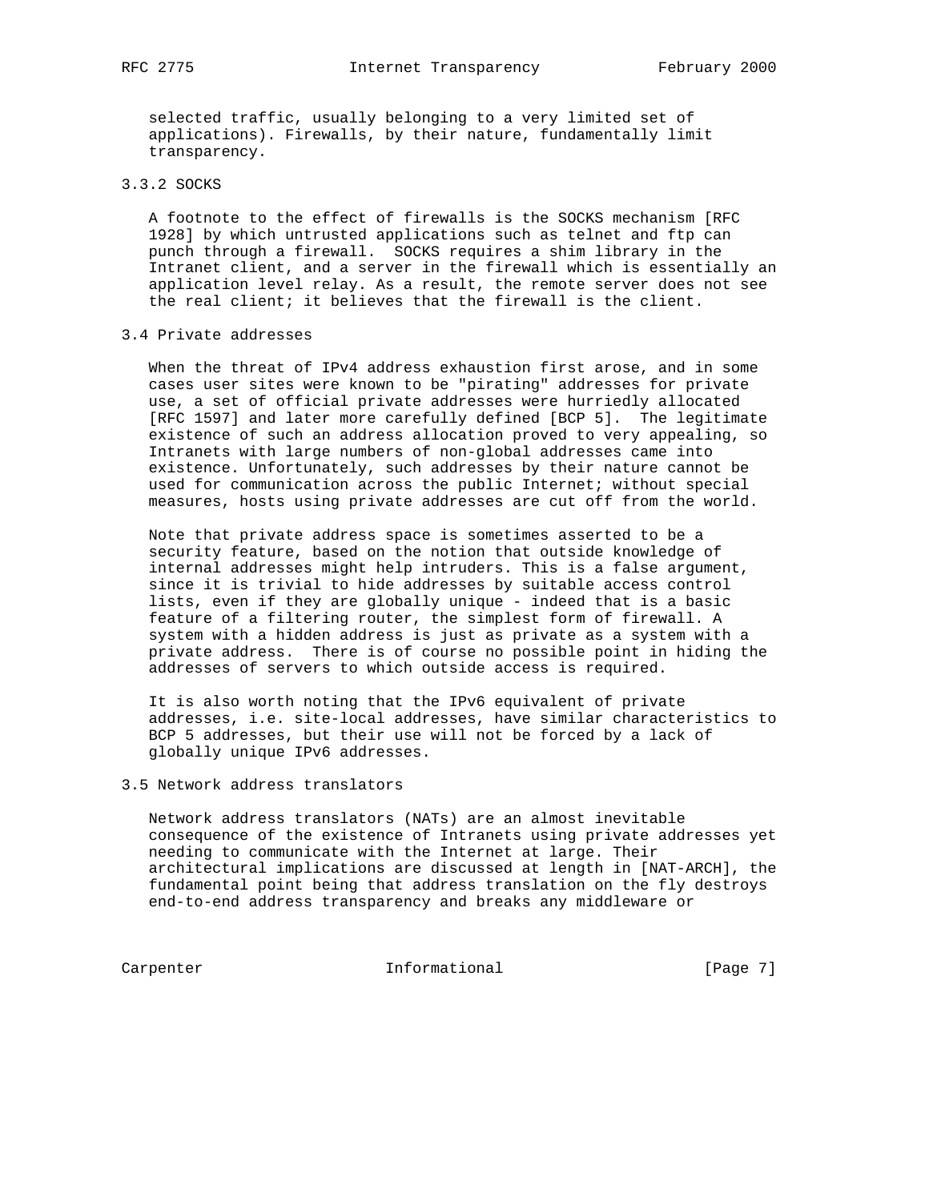selected traffic, usually belonging to a very limited set of applications). Firewalls, by their nature, fundamentally limit transparency.

### 3.3.2 SOCKS

A footnote to the effect of firewalls is the SOCKS mechanism [RFC 1928] by which untrusted applications such as telnet and ftp can punch through a firewall. SOCKS requires a shim library in the Intranet client, and a server in the firewall which is essentially an application level relay. As a result, the remote server does not see the real client; it believes that the firewall is the client.

## 3.4 Private addresses

When the threat of IPv4 address exhaustion first arose, and in some cases user sites were known to be "pirating" addresses for private use, a set of official private addresses were hurriedly allocated [RFC 1597] and later more carefully defined [BCP 5]. The legitimate existence of such an address allocation proved to very appealing, so Intranets with large numbers of non-global addresses came into existence. Unfortunately, such addresses by their nature cannot be used for communication across the public Internet; without special measures, hosts using private addresses are cut off from the world.

Note that private address space is sometimes asserted to be a security feature, based on the notion that outside knowledge of internal addresses might help intruders. This is a false argument, since it is trivial to hide addresses by suitable access control lists, even if they are globally unique - indeed that is a basic feature of a filtering router, the simplest form of firewall. A system with a hidden address is just as private as a system with a private address. There is of course no possible point in hiding the addresses of servers to which outside access is required.

It is also worth noting that the IPv6 equivalent of private addresses, i.e. site-local addresses, have similar characteristics to BCP 5 addresses, but their use will not be forced by a lack of globally unique IPv6 addresses.

## 3.5 Network address translators

Network address translators (NATs) are an almost inevitable consequence of the existence of Intranets using private addresses yet needing to communicate with the Internet at large. Their architectural implications are discussed at length in [NAT-ARCH], the fundamental point being that address translation on the fly destroys end-to-end address transparency and breaks any middleware or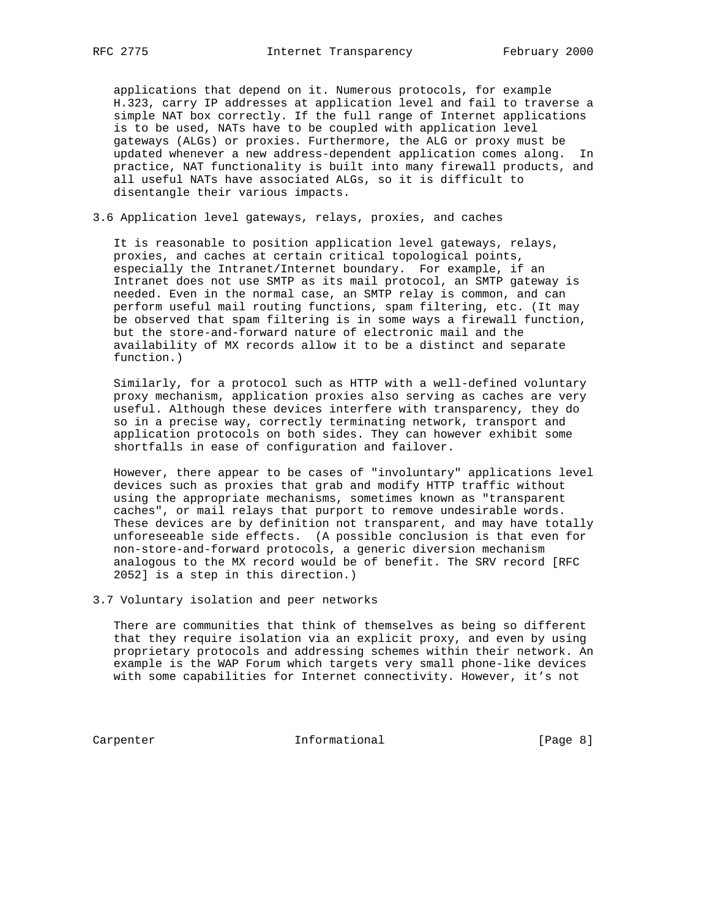applications that depend on it. Numerous protocols, for example H.323, carry IP addresses at application level and fail to traverse a simple NAT box correctly. If the full range of Internet applications is to be used, NATs have to be coupled with application level gateways (ALGs) or proxies. Furthermore, the ALG or proxy must be updated whenever a new address-dependent application comes along. In practice, NAT functionality is built into many firewall products, and all useful NATs have associated ALGs, so it is difficult to disentangle their various impacts.

### 3.6 Application level gateways, relays, proxies, and caches

It is reasonable to position application level gateways, relays, proxies, and caches at certain critical topological points, especially the Intranet/Internet boundary. For example, if an Intranet does not use SMTP as its mail protocol, an SMTP gateway is needed. Even in the normal case, an SMTP relay is common, and can perform useful mail routing functions, spam filtering, etc. (It may be observed that spam filtering is in some ways a firewall function, but the store-and-forward nature of electronic mail and the availability of MX records allow it to be a distinct and separate function.)

Similarly, for a protocol such as HTTP with a well-defined voluntary proxy mechanism, application proxies also serving as caches are very useful. Although these devices interfere with transparency, they do so in a precise way, correctly terminating network, transport and application protocols on both sides. They can however exhibit some shortfalls in ease of configuration and failover.

However, there appear to be cases of "involuntary" applications level devices such as proxies that grab and modify HTTP traffic without using the appropriate mechanisms, sometimes known as "transparent caches", or mail relays that purport to remove undesirable words. These devices are by definition not transparent, and may have totally unforeseeable side effects. (A possible conclusion is that even for non-store-and-forward protocols, a generic diversion mechanism analogous to the MX record would be of benefit. The SRV record [RFC 2052] is a step in this direction.)

### 3.7 Voluntary isolation and peer networks

There are communities that think of themselves as being so different that they require isolation via an explicit proxy, and even by using proprietary protocols and addressing schemes within their network. An example is the WAP Forum which targets very small phone-like devices with some capabilities for Internet connectivity. However, it’s not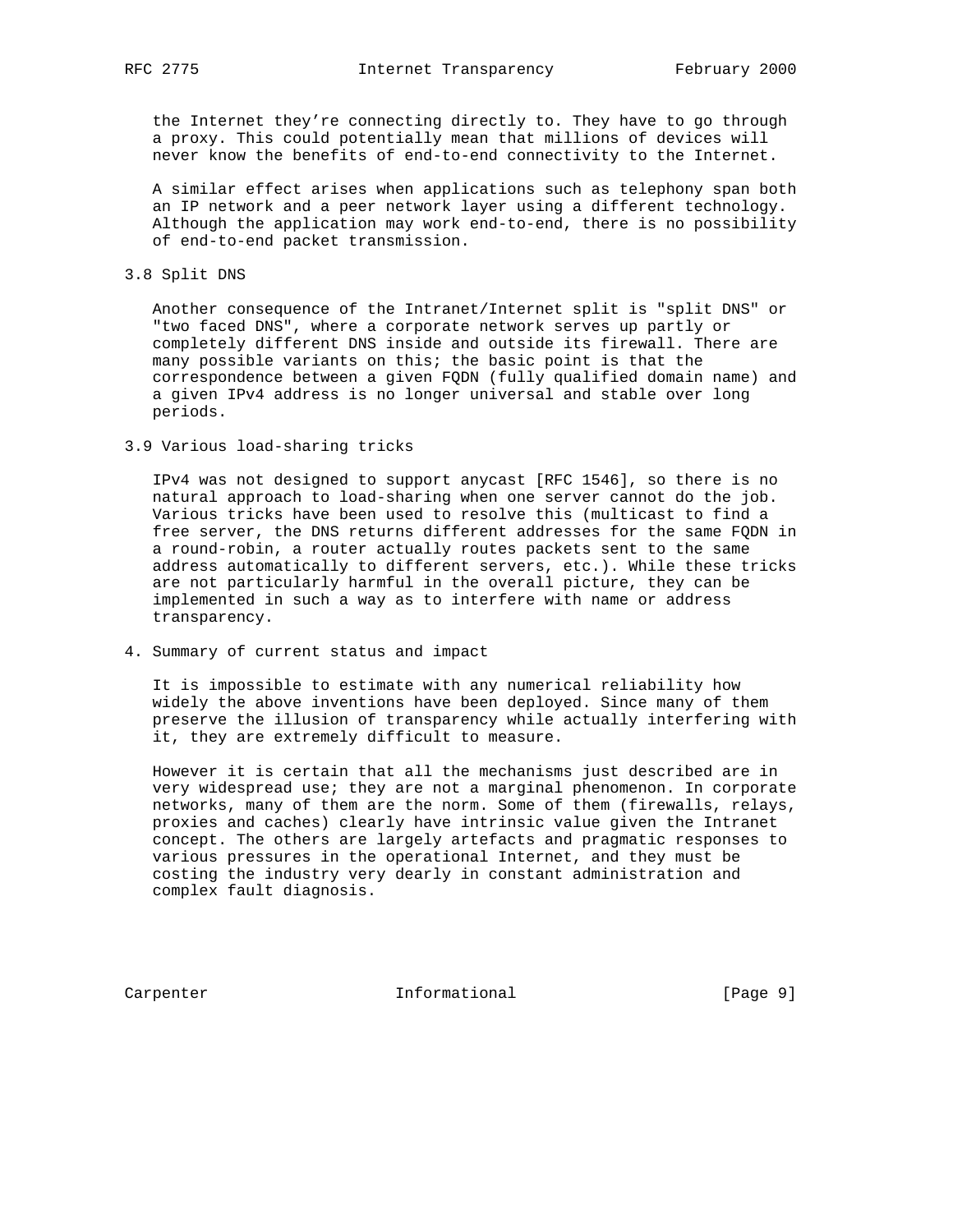the Internet they're connecting directly to. They have to go through a proxy. This could potentially mean that millions of devices will never know the benefits of end-to-end connectivity to the Internet.

A similar effect arises when applications such as telephony span both an IP network and a peer network layer using a different technology. Although the application may work end-to-end, there is no possibility of end-to-end packet transmission.

### 3.8 Split DNS

Another consequence of the Intranet/Internet split is "split DNS" or "two faced DNS", where a corporate network serves up partly or completely different DNS inside and outside its firewall. There are many possible variants on this; the basic point is that the correspondence between a given FQDN (fully qualified domain name) and a given IPv4 address is no longer universal and stable over long periods.

### 3.9 Various load-sharing tricks

IPv4 was not designed to support anycast [RFC 1546], so there is no natural approach to load-sharing when one server cannot do the job. Various tricks have been used to resolve this (multicast to find a free server, the DNS returns different addresses for the same FQDN in a round-robin, a router actually routes packets sent to the same address automatically to different servers, etc.). While these tricks are not particularly harmful in the overall picture, they can be implemented in such a way as to interfere with name or address transparency.

## 4. Summary of current status and impact

It is impossible to estimate with any numerical reliability how widely the above inventions have been deployed. Since many of them preserve the illusion of transparency while actually interfering with it, they are extremely difficult to measure.

However it is certain that all the mechanisms just described are in very widespread use; they are not a marginal phenomenon. In corporate networks, many of them are the norm. Some of them (firewalls, relays, proxies and caches) clearly have intrinsic value given the Intranet concept. The others are largely artefacts and pragmatic responses to various pressures in the operational Internet, and they must be costing the industry very dearly in constant administration and complex fault diagnosis.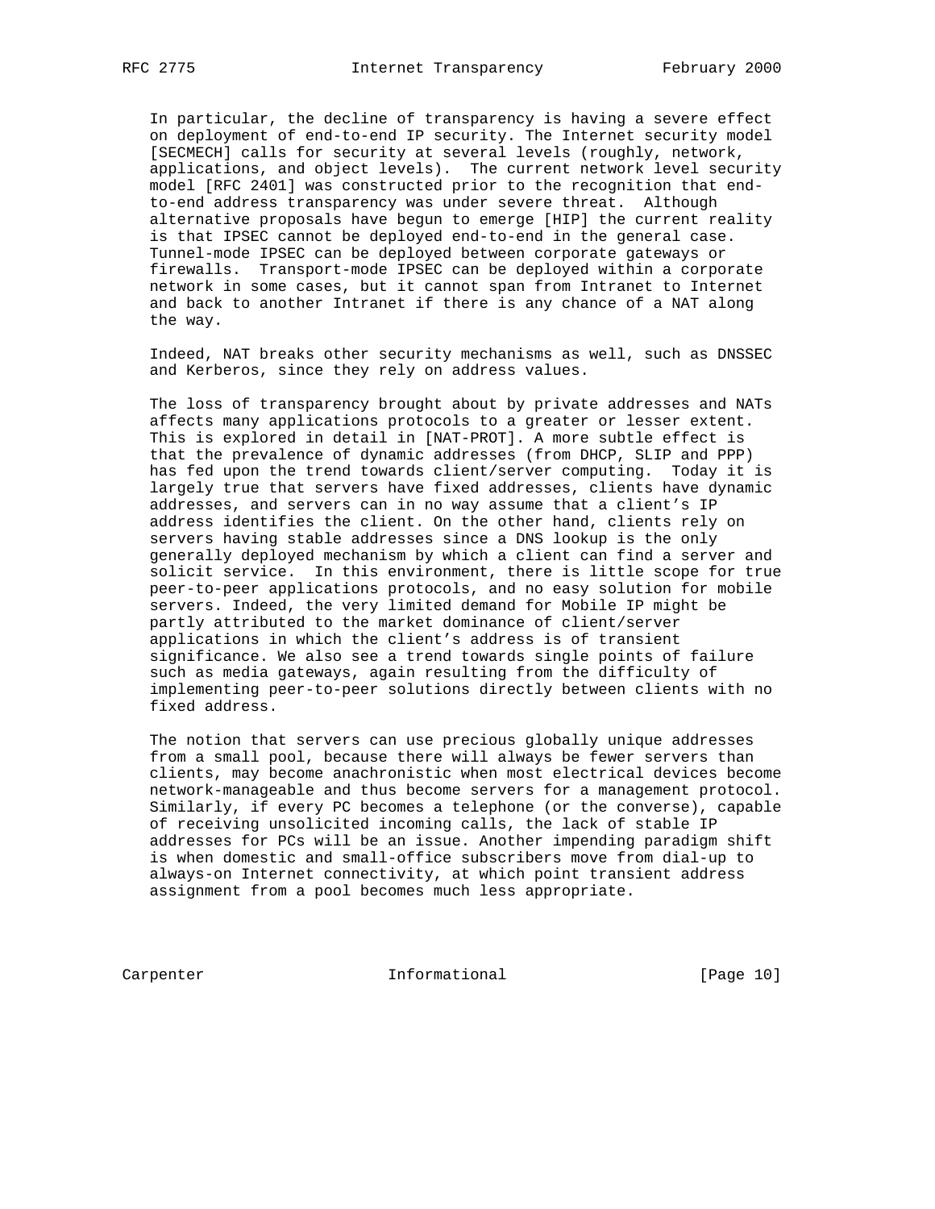In particular, the decline of transparency is having a severe effect on deployment of end-to-end IP security. The Internet security model [SECMECH] calls for security at several levels (roughly, network, applications, and object levels). The current network level security model [RFC 2401] was constructed prior to the recognition that end-to-end address transparency was under severe threat. Although alternative proposals have begun to emerge [HIP] the current reality is that IPSEC cannot be deployed end-to-end in the general case. Tunnel-mode IPSEC can be deployed between corporate gateways or firewalls. Transport-mode IPSEC can be deployed within a corporate network in some cases, but it cannot span from Intranet to Internet and back to another Intranet if there is any chance of a NAT along the way.

Indeed, NAT breaks other security mechanisms as well, such as DNSSEC and Kerberos, since they rely on address values.

The loss of transparency brought about by private addresses and NATs affects many applications protocols to a greater or lesser extent. This is explored in detail in [NAT-PROT]. A more subtle effect is that the prevalence of dynamic addresses (from DHCP, SLIP and PPP) has fed upon the trend towards client/server computing. Today it is largely true that servers have fixed addresses, clients have dynamic addresses, and servers can in no way assume that a client's IP address identifies the client. On the other hand, clients rely on servers having stable addresses since a DNS lookup is the only generally deployed mechanism by which a client can find a server and solicit service. In this environment, there is little scope for true peer-to-peer applications protocols, and no easy solution for mobile servers. Indeed, the very limited demand for Mobile IP might be partly attributed to the market dominance of client/server applications in which the client's address is of transient significance. We also see a trend towards single points of failure such as media gateways, again resulting from the difficulty of implementing peer-to-peer solutions directly between clients with no fixed address.

The notion that servers can use precious globally unique addresses from a small pool, because there will always be fewer servers than clients, may become anachronistic when most electrical devices become network-manageable and thus become servers for a management protocol. Similarly, if every PC becomes a telephone (or the converse), capable of receiving unsolicited incoming calls, the lack of stable IP addresses for PCs will be an issue. Another impending paradigm shift is when domestic and small-office subscribers move from dial-up to always-on Internet connectivity, at which point transient address assignment from a pool becomes much less appropriate.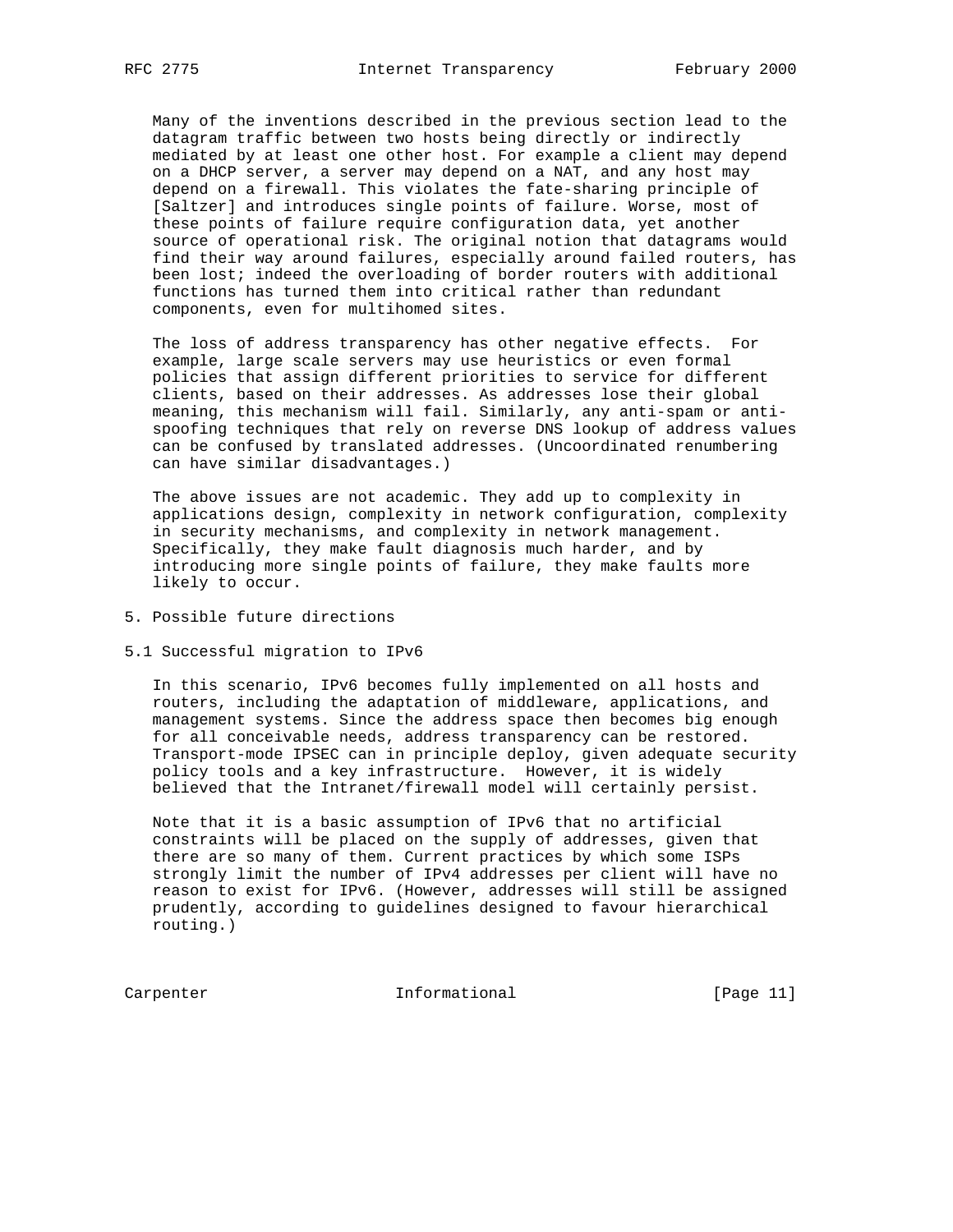Many of the inventions described in the previous section lead to the datagram traffic between two hosts being directly or indirectly mediated by at least one other host. For example a client may depend on a DHCP server, a server may depend on a NAT, and any host may depend on a firewall. This violates the fate-sharing principle of [Saltzer] and introduces single points of failure. Worse, most of these points of failure require configuration data, yet another source of operational risk. The original notion that datagrams would find their way around failures, especially around failed routers, has been lost; indeed the overloading of border routers with additional functions has turned them into critical rather than redundant components, even for multihomed sites.

The loss of address transparency has other negative effects. For example, large scale servers may use heuristics or even formal policies that assign different priorities to service for different clients, based on their addresses. As addresses lose their global meaning, this mechanism will fail. Similarly, any anti-spam or anti-spoofing techniques that rely on reverse DNS lookup of address values can be confused by translated addresses. (Uncoordinated renumbering can have similar disadvantages.)

The above issues are not academic. They add up to complexity in applications design, complexity in network configuration, complexity in security mechanisms, and complexity in network management. Specifically, they make fault diagnosis much harder, and by introducing more single points of failure, they make faults more likely to occur.

## 5. Possible future directions

### 5.1 Successful migration to IPv6

In this scenario, IPv6 becomes fully implemented on all hosts and routers, including the adaptation of middleware, applications, and management systems. Since the address space then becomes big enough for all conceivable needs, address transparency can be restored. Transport-mode IPSEC can in principle deploy, given adequate security policy tools and a key infrastructure. However, it is widely believed that the Intranet/firewall model will certainly persist.

Note that it is a basic assumption of IPv6 that no artificial constraints will be placed on the supply of addresses, given that there are so many of them. Current practices by which some ISPs strongly limit the number of IPv4 addresses per client will have no reason to exist for IPv6. (However, addresses will still be assigned prudently, according to guidelines designed to favour hierarchical routing.)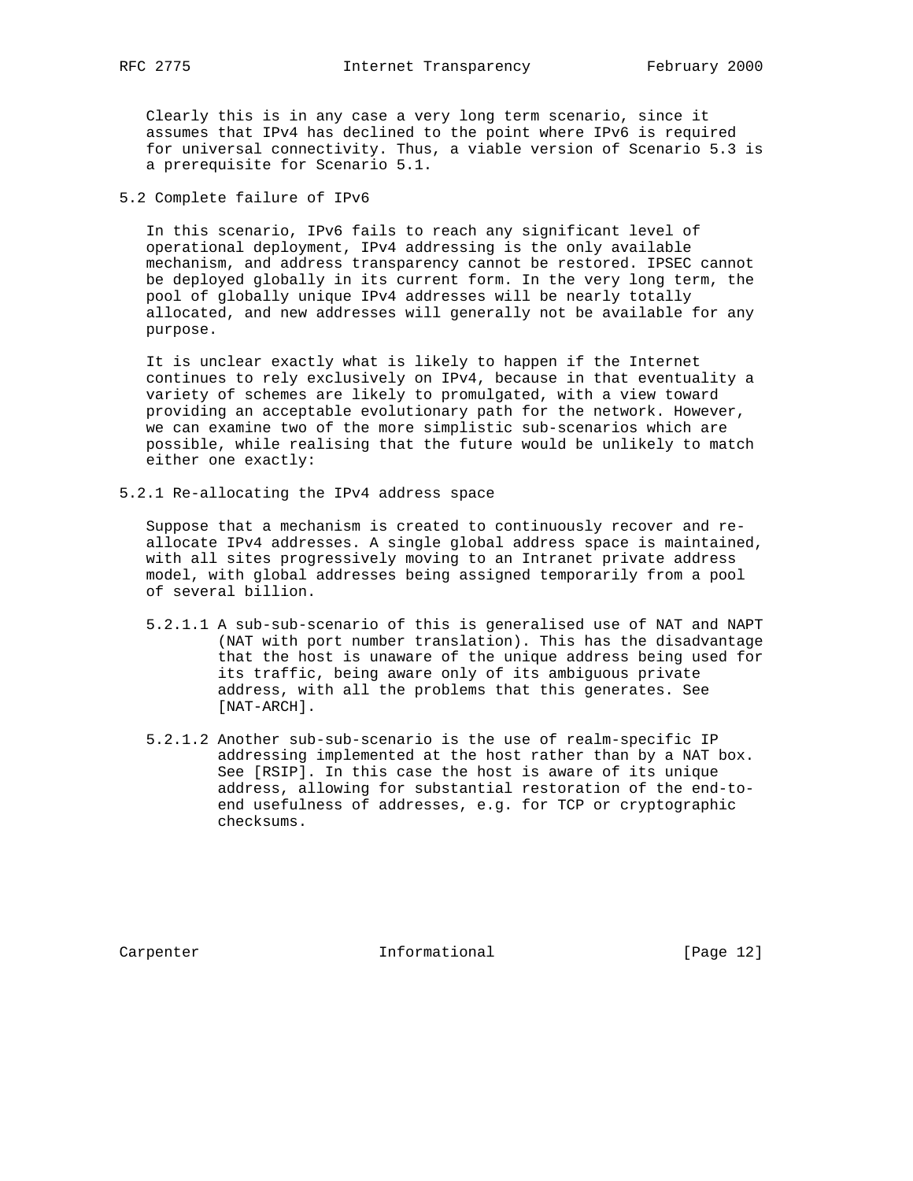Clearly this is in any case a very long term scenario, since it assumes that IPv4 has declined to the point where IPv6 is required for universal connectivity. Thus, a viable version of Scenario 5.3 is a prerequisite for Scenario 5.1.

## 5.2 Complete failure of IPv6

In this scenario, IPv6 fails to reach any significant level of operational deployment, IPv4 addressing is the only available mechanism, and address transparency cannot be restored. IPSEC cannot be deployed globally in its current form. In the very long term, the pool of globally unique IPv4 addresses will be nearly totally allocated, and new addresses will generally not be available for any purpose.

It is unclear exactly what is likely to happen if the Internet continues to rely exclusively on IPv4, because in that eventuality a variety of schemes are likely to promulgated, with a view toward providing an acceptable evolutionary path for the network. However, we can examine two of the more simplistic sub-scenarios which are possible, while realising that the future would be unlikely to match either one exactly:

### 5.2.1 Re-allocating the IPv4 address space

Suppose that a mechanism is created to continuously recover and re-allocate IPv4 addresses. A single global address space is maintained, with all sites progressively moving to an Intranet private address model, with global addresses being assigned temporarily from a pool of several billion.

5.2.1.1 A sub-sub-scenario of this is generalised use of NAT and NAPT (NAT with port number translation). This has the disadvantage that the host is unaware of the unique address being used for its traffic, being aware only of its ambiguous private address, with all the problems that this generates. See [NAT-ARCH].

5.2.1.2 Another sub-sub-scenario is the use of realm-specific IP addressing implemented at the host rather than by a NAT box. See [RSIP]. In this case the host is aware of its unique address, allowing for substantial restoration of the end-to-end usefulness of addresses, e.g. for TCP or cryptographic checksums.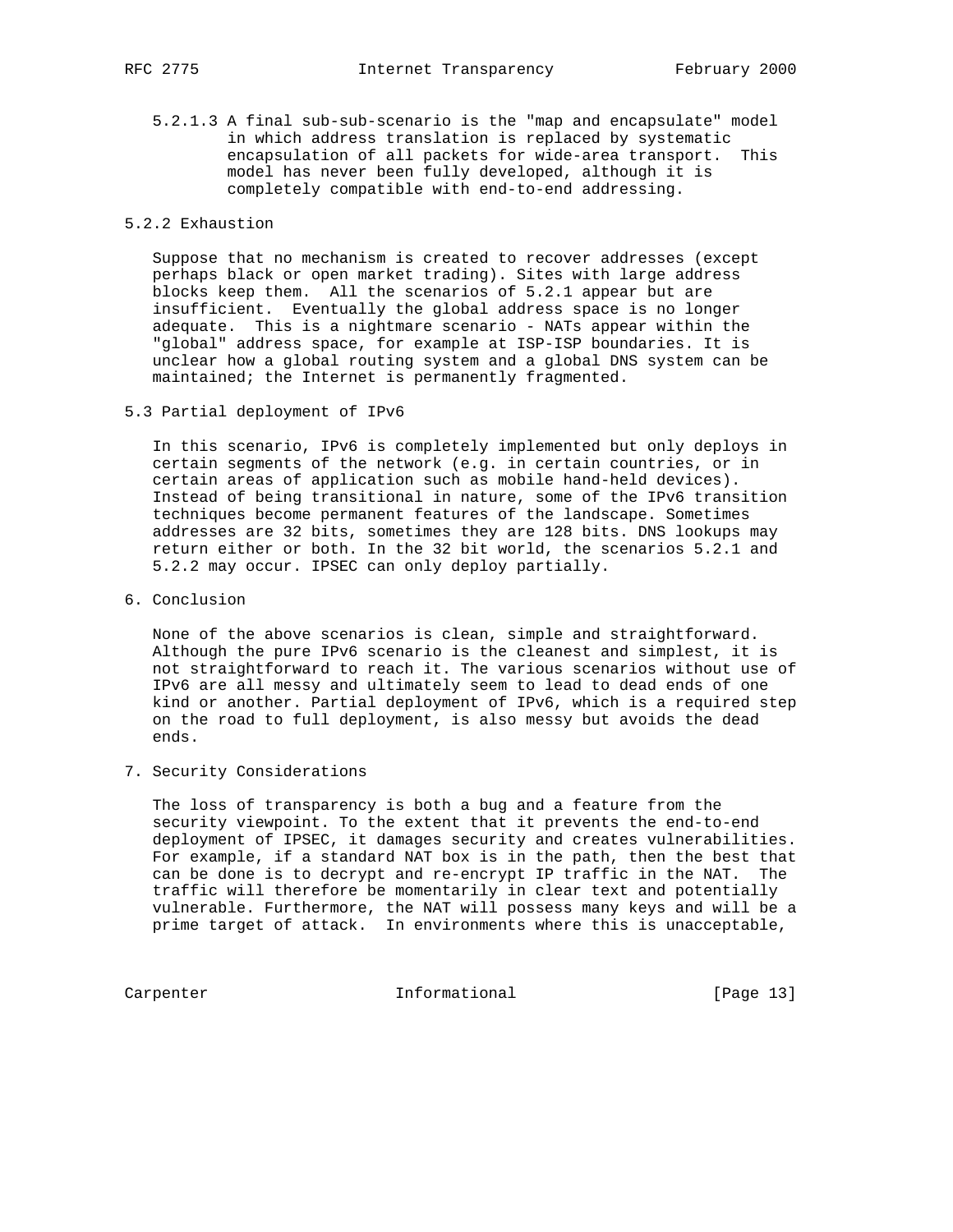5.2.1.3 A final sub-sub-scenario is the "map and encapsulate" model in which address translation is replaced by systematic encapsulation of all packets for wide-area transport. This model has never been fully developed, although it is completely compatible with end-to-end addressing.

### 5.2.2 Exhaustion

Suppose that no mechanism is created to recover addresses (except perhaps black or open market trading). Sites with large address blocks keep them. All the scenarios of 5.2.1 appear but are insufficient. Eventually the global address space is no longer adequate. This is a nightmare scenario - NATs appear within the "global" address space, for example at ISP-ISP boundaries. It is unclear how a global routing system and a global DNS system can be maintained; the Internet is permanently fragmented.

## 5.3 Partial deployment of IPv6

In this scenario, IPv6 is completely implemented but only deploys in certain segments of the network (e.g. in certain countries, or in certain areas of application such as mobile hand-held devices). Instead of being transitional in nature, some of the IPv6 transition techniques become permanent features of the landscape. Sometimes addresses are 32 bits, sometimes they are 128 bits. DNS lookups may return either or both. In the 32 bit world, the scenarios 5.2.1 and 5.2.2 may occur. IPSEC can only deploy partially.

# 6. Conclusion

None of the above scenarios is clean, simple and straightforward. Although the pure IPv6 scenario is the cleanest and simplest, it is not straightforward to reach it. The various scenarios without use of IPv6 are all messy and ultimately seem to lead to dead ends of one kind or another. Partial deployment of IPv6, which is a required step on the road to full deployment, is also messy but avoids the dead ends.

# 7. Security Considerations

The loss of transparency is both a bug and a feature from the security viewpoint. To the extent that it prevents the end-to-end deployment of IPSEC, it damages security and creates vulnerabilities. For example, if a standard NAT box is in the path, then the best that can be done is to decrypt and re-encrypt IP traffic in the NAT. The traffic will therefore be momentarily in clear text and potentially vulnerable. Furthermore, the NAT will possess many keys and will be a prime target of attack. In environments where this is unacceptable,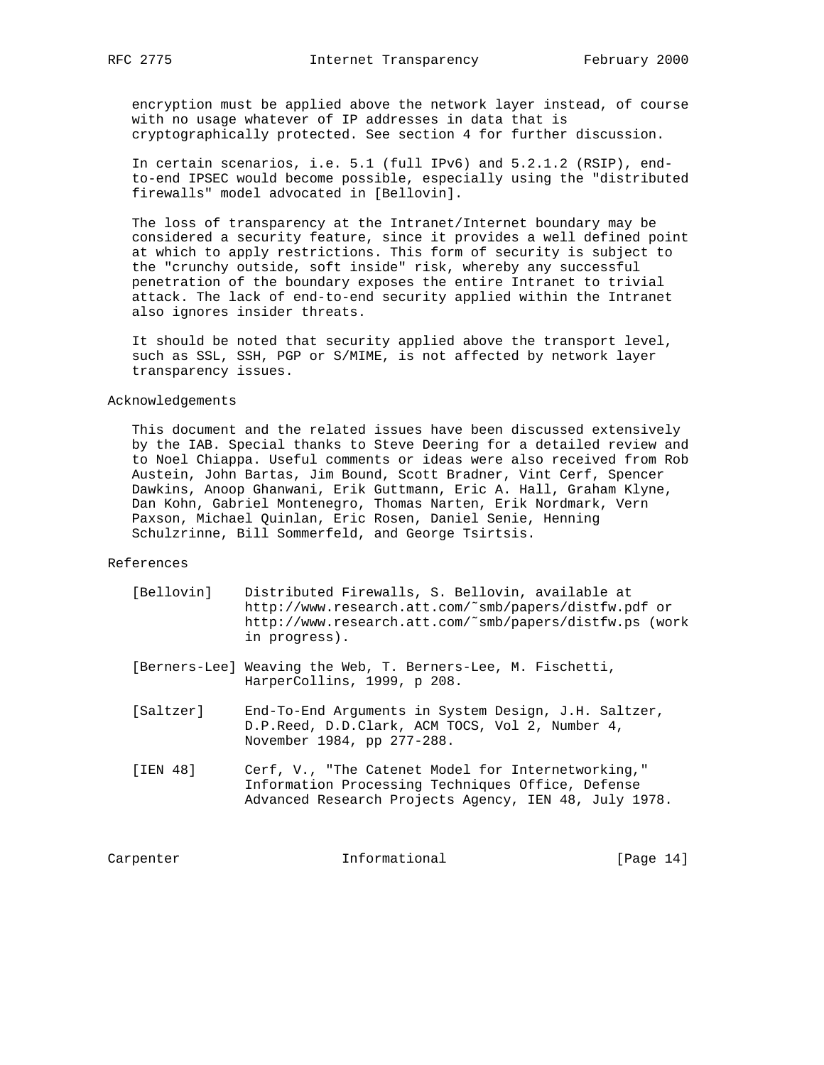encryption must be applied above the network layer instead, of course with no usage whatever of IP addresses in data that is cryptographically protected. See section 4 for further discussion.

In certain scenarios, i.e. 5.1 (full IPv6) and 5.2.1.2 (RSIP), end-to-end IPSEC would become possible, especially using the "distributed firewalls" model advocated in [Bellovin].

The loss of transparency at the Intranet/Internet boundary may be considered a security feature, since it provides a well defined point at which to apply restrictions. This form of security is subject to the "crunchy outside, soft inside" risk, whereby any successful penetration of the boundary exposes the entire Intranet to trivial attack. The lack of end-to-end security applied within the Intranet also ignores insider threats.

It should be noted that security applied above the transport level, such as SSL, SSH, PGP or S/MIME, is not affected by network layer transparency issues.

## Acknowledgements

This document and the related issues have been discussed extensively by the IAB. Special thanks to Steve Deering for a detailed review and to Noel Chiappa. Useful comments or ideas were also received from Rob Austein, John Bartas, Jim Bound, Scott Bradner, Vint Cerf, Spencer Dawkins, Anoop Ghanwani, Erik Guttmann, Eric A. Hall, Graham Klyne, Dan Kohn, Gabriel Montenegro, Thomas Narten, Erik Nordmark, Vern Paxson, Michael Quinlan, Eric Rosen, Daniel Senie, Henning Schulzrinne, Bill Sommerfeld, and George Tsirtsis.

## References

[Bellovin] Distributed Firewalls, S. Bellovin, available at http://www.research.att.com/~smb/papers/distfw.pdf or http://www.research.att.com/~smb/papers/distfw.ps (work in progress).

[Berners-Lee] Weaving the Web, T. Berners-Lee, M. Fischetti, HarperCollins, 1999, p 208.

[Saltzer] End-To-End Arguments in System Design, J.H. Saltzer, D.P.Reed, D.D.Clark, ACM TOCS, Vol 2, Number 4, November 1984, pp 277-288.

[IEN 48] Cerf, V., "The Catenet Model for Internetworking," Information Processing Techniques Office, Defense Advanced Research Projects Agency, IEN 48, July 1978.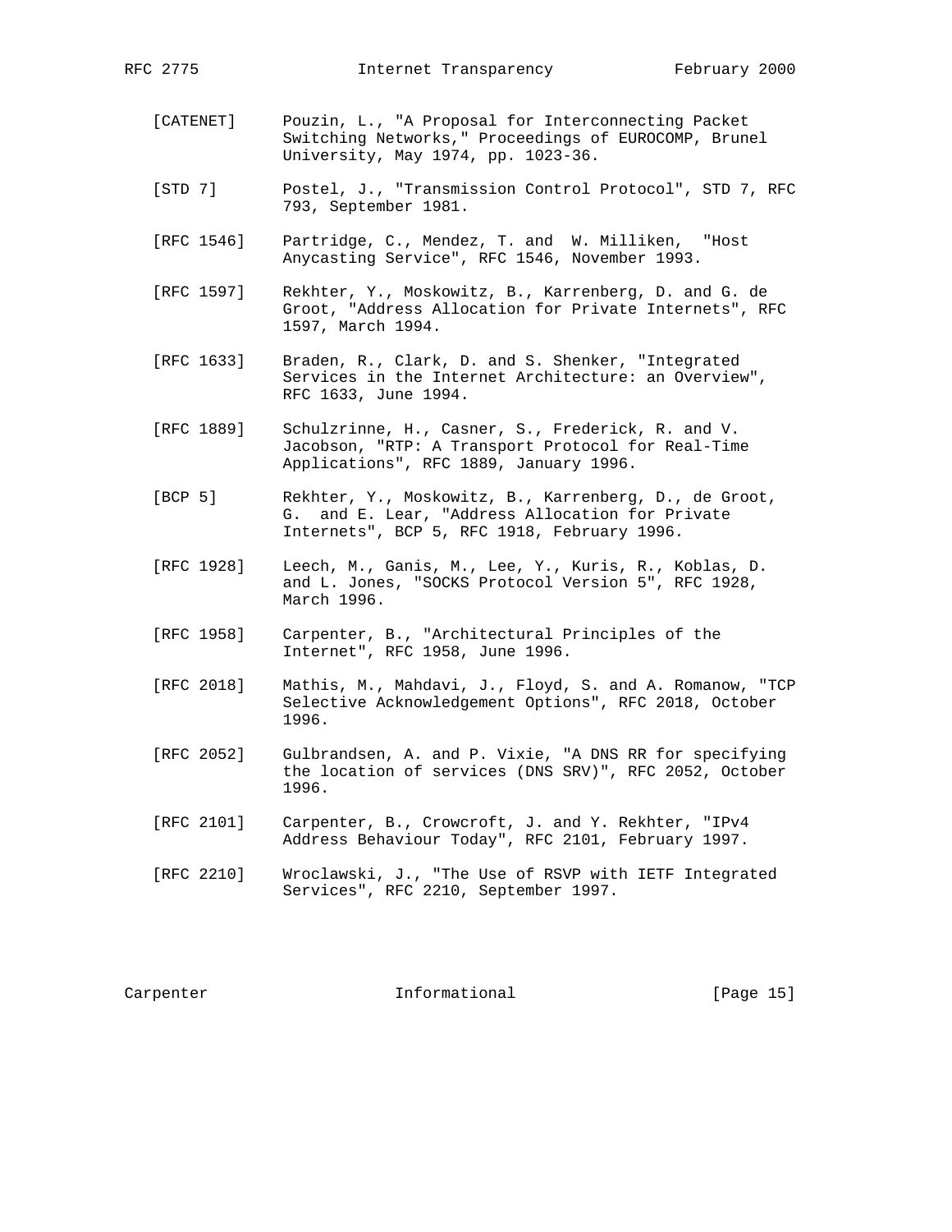[CATENET] Pouzin, L., "A Proposal for Interconnecting Packet Switching Networks," Proceedings of EUROCOMP, Brunel University, May 1974, pp. 1023-36.

[STD 7] Postel, J., "Transmission Control Protocol", STD 7, RFC 793, September 1981.

[RFC 1546] Partridge, C., Mendez, T. and W. Milliken, "Host Anycasting Service", RFC 1546, November 1993.

[RFC 1597] Rekhter, Y., Moskowitz, B., Karrenberg, D. and G. de Groot, "Address Allocation for Private Internets", RFC 1597, March 1994.

[RFC 1633] Braden, R., Clark, D. and S. Shenker, "Integrated Services in the Internet Architecture: an Overview", RFC 1633, June 1994.

[RFC 1889] Schulzrinne, H., Casner, S., Frederick, R. and V. Jacobson, "RTP: A Transport Protocol for Real-Time Applications", RFC 1889, January 1996.

[BCP 5] Rekhter, Y., Moskowitz, B., Karrenberg, D., de Groot, G. and E. Lear, "Address Allocation for Private Internets", BCP 5, RFC 1918, February 1996.

[RFC 1928] Leech, M., Ganis, M., Lee, Y., Kuris, R., Koblas, D. and L. Jones, "SOCKS Protocol Version 5", RFC 1928, March 1996.

[RFC 1958] Carpenter, B., "Architectural Principles of the Internet", RFC 1958, June 1996.

[RFC 2018] Mathis, M., Mahdavi, J., Floyd, S. and A. Romanow, "TCP Selective Acknowledgement Options", RFC 2018, October 1996.

[RFC 2052] Gulbrandsen, A. and P. Vixie, "A DNS RR for specifying the location of services (DNS SRV)", RFC 2052, October 1996.

[RFC 2101] Carpenter, B., Crowcroft, J. and Y. Rekhter, "IPv4 Address Behaviour Today", RFC 2101, February 1997.

[RFC 2210] Wroclawski, J., "The Use of RSVP with IETF Integrated Services", RFC 2210, September 1997.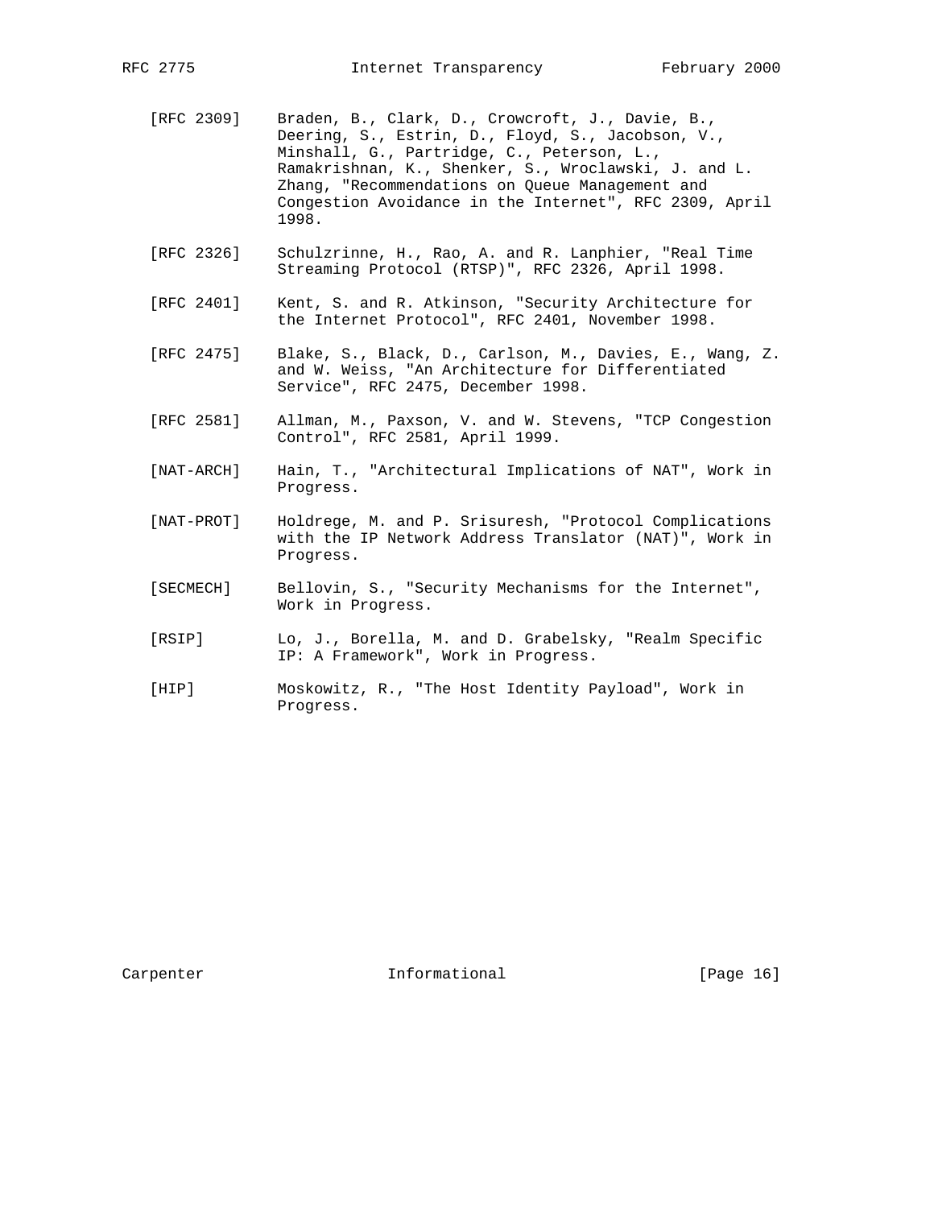[RFC 2309] Braden, B., Clark, D., Crowcroft, J., Davie, B., Deering, S., Estrin, D., Floyd, S., Jacobson, V., Minshall, G., Partridge, C., Peterson, L., Ramakrishnan, K., Shenker, S., Wroclawski, J. and L. Zhang, "Recommendations on Queue Management and Congestion Avoidance in the Internet", RFC 2309, April 1998.

[RFC 2326] Schulzrinne, H., Rao, A. and R. Lanphier, "Real Time Streaming Protocol (RTSP)", RFC 2326, April 1998.

[RFC 2401] Kent, S. and R. Atkinson, "Security Architecture for the Internet Protocol", RFC 2401, November 1998.

[RFC 2475] Blake, S., Black, D., Carlson, M., Davies, E., Wang, Z. and W. Weiss, "An Architecture for Differentiated Service", RFC 2475, December 1998.

[RFC 2581] Allman, M., Paxson, V. and W. Stevens, "TCP Congestion Control", RFC 2581, April 1999.

[NAT-ARCH] Hain, T., "Architectural Implications of NAT", Work in Progress.

[NAT-PROT] Holdrege, M. and P. Srisuresh, "Protocol Complications with the IP Network Address Translator (NAT)", Work in Progress.

[SECMECH] Bellovin, S., "Security Mechanisms for the Internet", Work in Progress.

[RSIP] Lo, J., Borella, M. and D. Grabelsky, "Realm Specific IP: A Framework", Work in Progress.

[HIP] Moskowitz, R., "The Host Identity Payload", Work in Progress.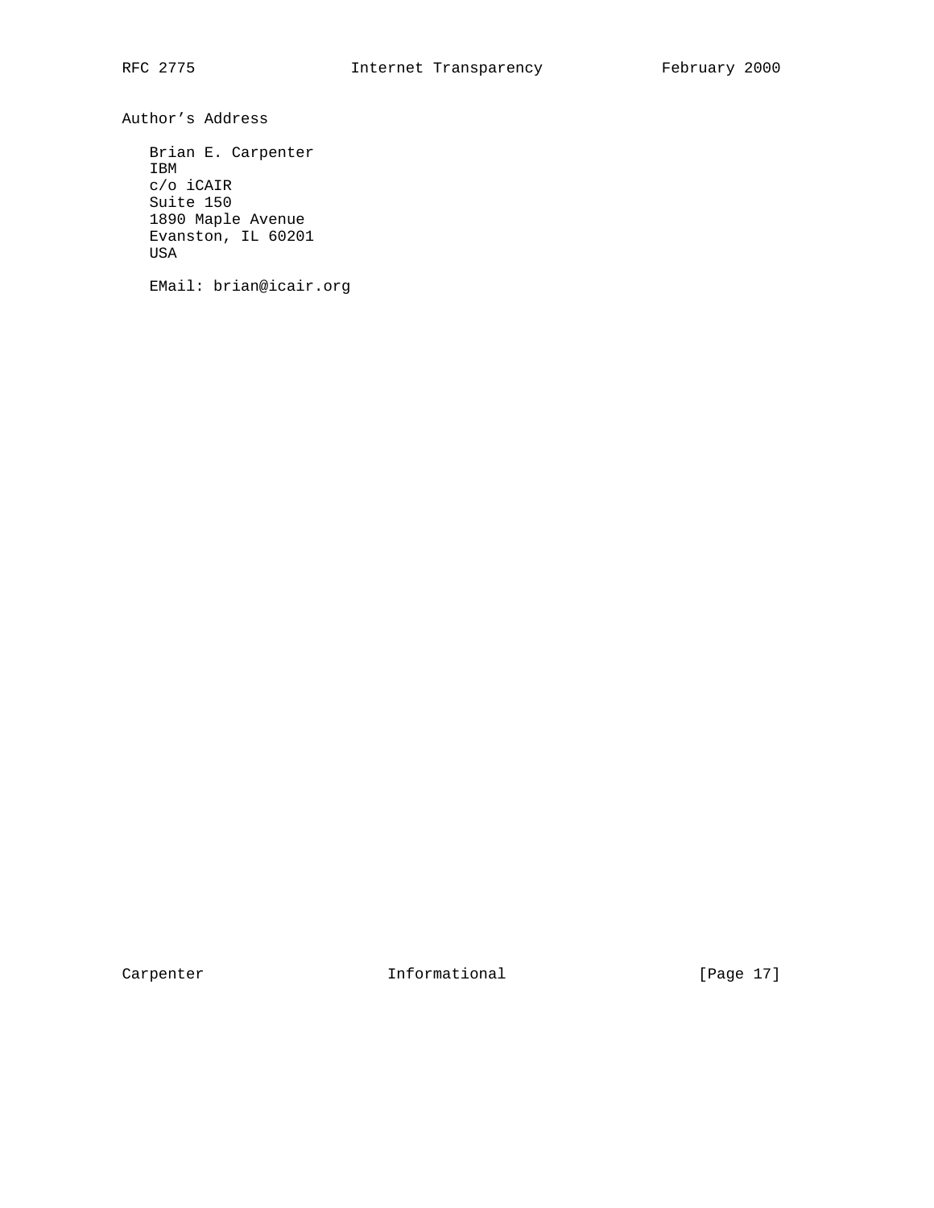## Author's Address

Brian E. Carpenter  
IBM  
c/o iCAIR  
Suite 150  
1890 Maple Avenue  
Evanston, IL 60201  
USA

EMail: brian@icair.org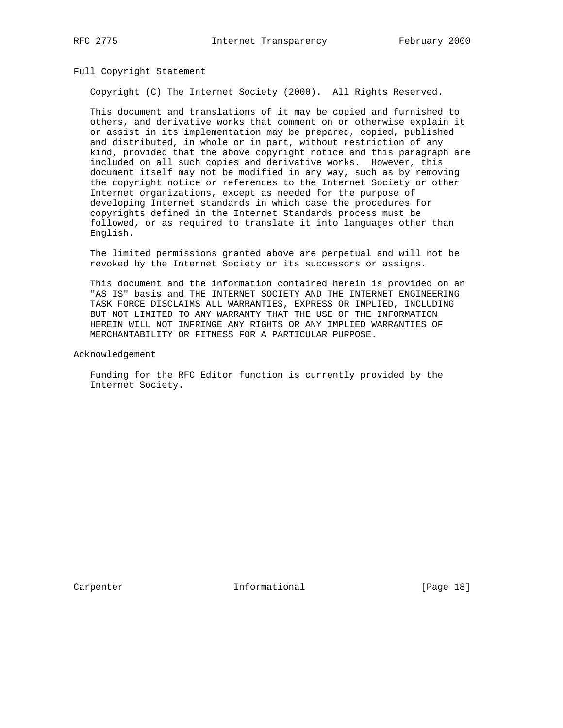## Full Copyright Statement

Copyright (C) The Internet Society (2000). All Rights Reserved.

This document and translations of it may be copied and furnished to others, and derivative works that comment on or otherwise explain it or assist in its implementation may be prepared, copied, published and distributed, in whole or in part, without restriction of any kind, provided that the above copyright notice and this paragraph are included on all such copies and derivative works. However, this document itself may not be modified in any way, such as by removing the copyright notice or references to the Internet Society or other Internet organizations, except as needed for the purpose of developing Internet standards in which case the procedures for copyrights defined in the Internet Standards process must be followed, or as required to translate it into languages other than English.

The limited permissions granted above are perpetual and will not be revoked by the Internet Society or its successors or assigns.

This document and the information contained herein is provided on an "AS IS" basis and THE INTERNET SOCIETY AND THE INTERNET ENGINEERING TASK FORCE DISCLAIMS ALL WARRANTIES, EXPRESS OR IMPLIED, INCLUDING BUT NOT LIMITED TO ANY WARRANTY THAT THE USE OF THE INFORMATION HEREIN WILL NOT INFRINGE ANY RIGHTS OR ANY IMPLIED WARRANTIES OF MERCHANTABILITY OR FITNESS FOR A PARTICULAR PURPOSE.

## Acknowledgement

Funding for the RFC Editor function is currently provided by the Internet Society.